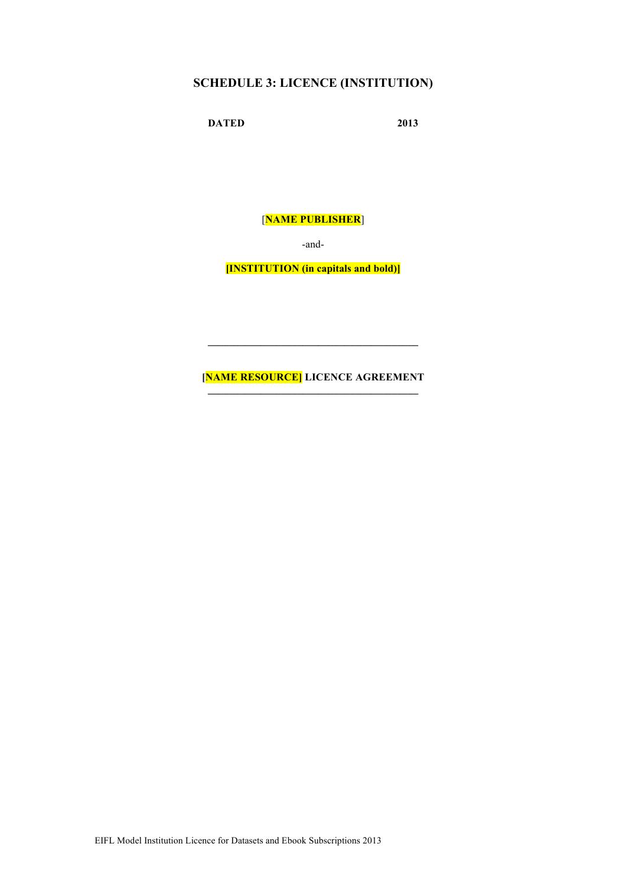# SCHEDULE 3: LICENCE (INSTITUTION)

**DATED 2013**

[**NAME PUBLISHER**]

-and-

**[INSTITUTION (in capitals and bold)]**

---

**[NAME RESOURCE] LICENCE AGREEMENT**

---

EIFL Model Institution Licence for Datasets and Ebook Subscriptions 2013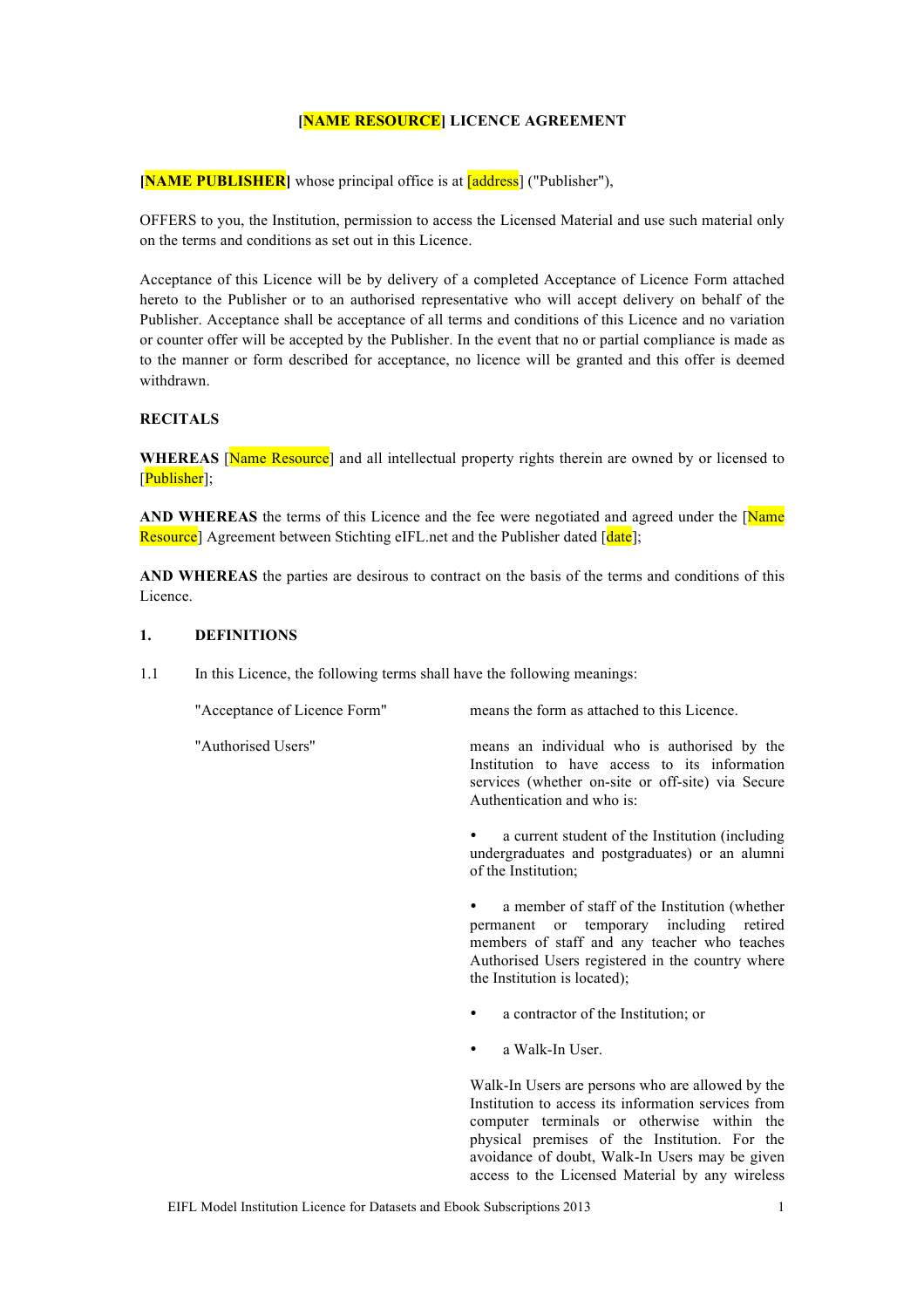**[NAME RESOURCE] LICENCE AGREEMENT**

**[NAME PUBLISHER]** whose principal office is at [address] ("Publisher"),

OFFERS to you, the Institution, permission to access the Licensed Material and use such material only on the terms and conditions as set out in this Licence.

Acceptance of this Licence will be by delivery of a completed Acceptance of Licence Form attached hereto to the Publisher or to an authorised representative who will accept delivery on behalf of the Publisher. Acceptance shall be acceptance of all terms and conditions of this Licence and no variation or counter offer will be accepted by the Publisher. In the event that no or partial compliance is made as to the manner or form described for acceptance, no licence will be granted and this offer is deemed withdrawn.

**RECITALS**

**WHEREAS** [Name Resource] and all intellectual property rights therein are owned by or licensed to [Publisher];

**AND WHEREAS** the terms of this Licence and the fee were negotiated and agreed under the [Name Resource] Agreement between Stichting eIFL.net and the Publisher dated [date];

**AND WHEREAS** the parties are desirous to contract on the basis of the terms and conditions of this Licence.

**1. DEFINITIONS**

1.1 In this Licence, the following terms shall have the following meanings:

"Acceptance of Licence Form" means the form as attached to this Licence.

"Authorised Users" means an individual who is authorised by the Institution to have access to its information services (whether on-site or off-site) via Secure Authentication and who is:

- a current student of the Institution (including undergraduates and postgraduates) or an alumni of the Institution;
- a member of staff of the Institution (whether permanent or temporary including retired members of staff and any teacher who teaches Authorised Users registered in the country where the Institution is located);
- a contractor of the Institution; or
- a Walk-In User.

Walk-In Users are persons who are allowed by the Institution to access its information services from computer terminals or otherwise within the physical premises of the Institution. For the avoidance of doubt, Walk-In Users may be given access to the Licensed Material by any wireless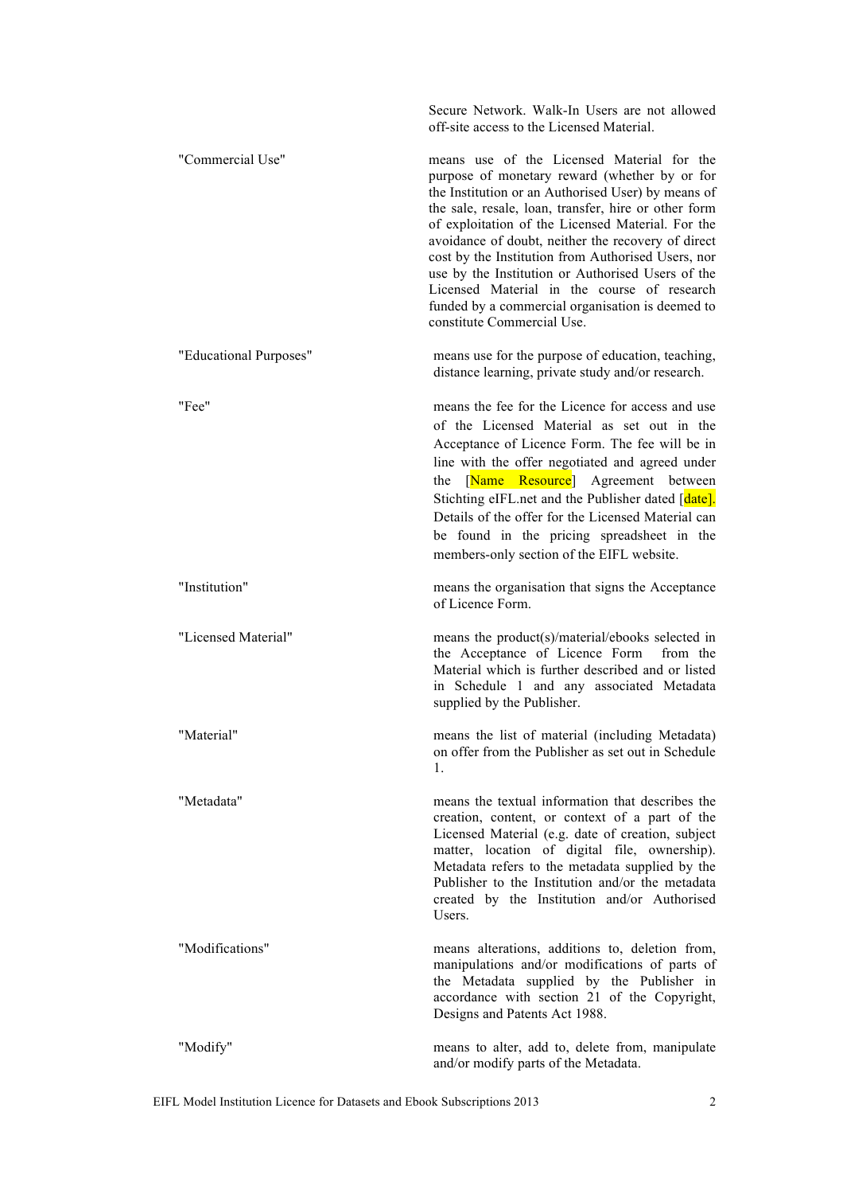Secure Network. Walk-In Users are not allowed off-site access to the Licensed Material.

| | |
|---|---|
| "Commercial Use" | means use of the Licensed Material for the purpose of monetary reward (whether by or for the Institution or an Authorised User) by means of the sale, resale, loan, transfer, hire or other form of exploitation of the Licensed Material. For the avoidance of doubt, neither the recovery of direct cost by the Institution from Authorised Users, nor use by the Institution or Authorised Users of the Licensed Material in the course of research funded by a commercial organisation is deemed to constitute Commercial Use. |
| "Educational Purposes" | means use for the purpose of education, teaching, distance learning, private study and/or research. |
| "Fee" | means the fee for the Licence for access and use of the Licensed Material as set out in the Acceptance of Licence Form. The fee will be in line with the offer negotiated and agreed under the [Name Resource] Agreement between Stichting eIFL.net and the Publisher dated [date]. Details of the offer for the Licensed Material can be found in the pricing spreadsheet in the members-only section of the EIFL website. |
| "Institution" | means the organisation that signs the Acceptance of Licence Form. |
| "Licensed Material" | means the product(s)/material/ebooks selected in the Acceptance of Licence Form from the Material which is further described and or listed in Schedule 1 and any associated Metadata supplied by the Publisher. |
| "Material" | means the list of material (including Metadata) on offer from the Publisher as set out in Schedule 1. |
| "Metadata" | means the textual information that describes the creation, content, or context of a part of the Licensed Material (e.g. date of creation, subject matter, location of digital file, ownership). Metadata refers to the metadata supplied by the Publisher to the Institution and/or the metadata created by the Institution and/or Authorised Users. |
| "Modifications" | means alterations, additions to, deletion from, manipulations and/or modifications of parts of the Metadata supplied by the Publisher in accordance with section 21 of the Copyright, Designs and Patents Act 1988. |
| "Modify" | means to alter, add to, delete from, manipulate and/or modify parts of the Metadata. |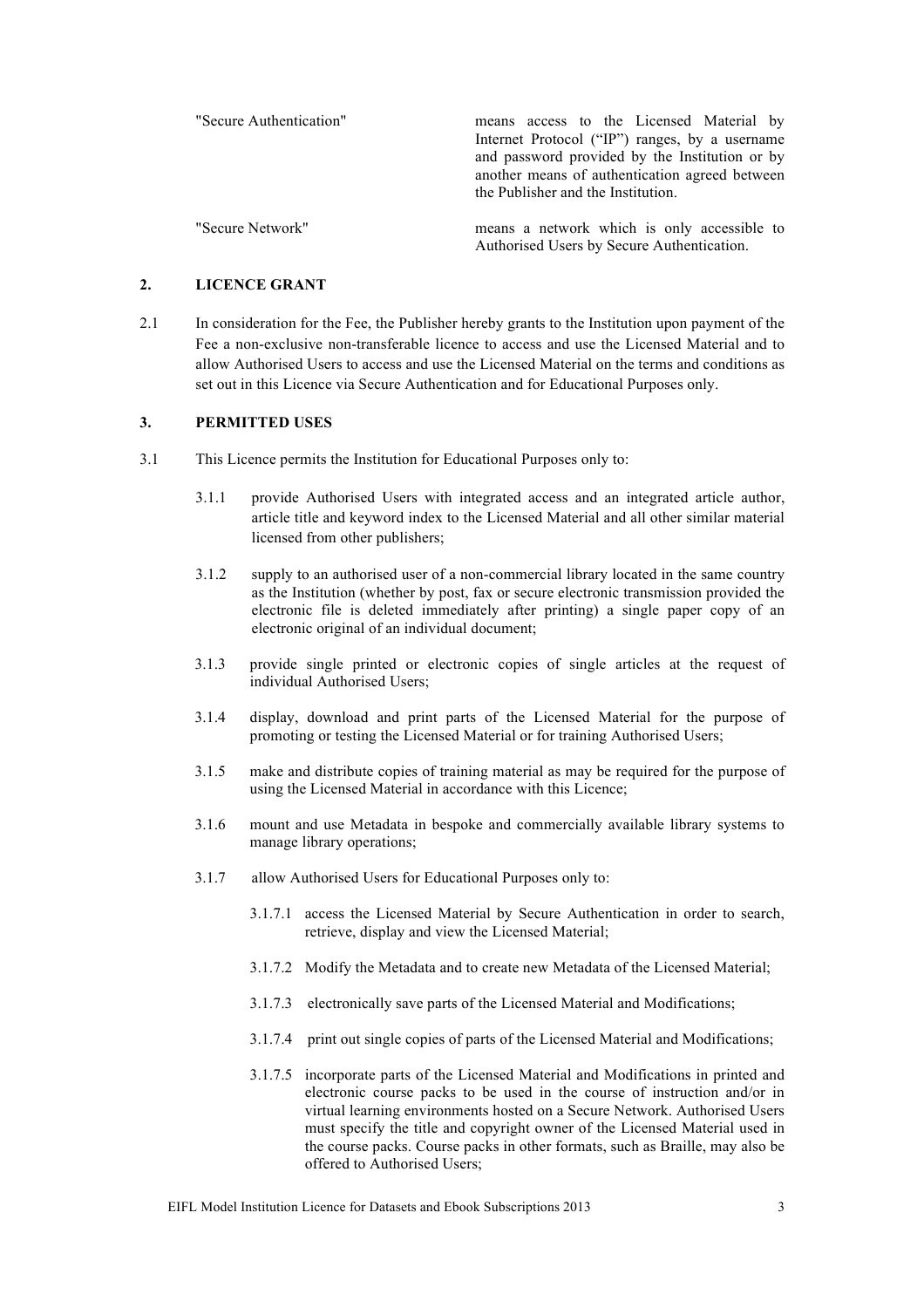| | |
|---|---|
| "Secure Authentication" | means access to the Licensed Material by Internet Protocol ("IP") ranges, by a username and password provided by the Institution or by another means of authentication agreed between the Publisher and the Institution. |
| "Secure Network" | means a network which is only accessible to Authorised Users by Secure Authentication. |

## 2. LICENCE GRANT

2.1 In consideration for the Fee, the Publisher hereby grants to the Institution upon payment of the Fee a non-exclusive non-transferable licence to access and use the Licensed Material and to allow Authorised Users to access and use the Licensed Material on the terms and conditions as set out in this Licence via Secure Authentication and for Educational Purposes only.

## 3. PERMITTED USES

3.1 This Licence permits the Institution for Educational Purposes only to:

3.1.1 provide Authorised Users with integrated access and an integrated article author, article title and keyword index to the Licensed Material and all other similar material licensed from other publishers;

3.1.2 supply to an authorised user of a non-commercial library located in the same country as the Institution (whether by post, fax or secure electronic transmission provided the electronic file is deleted immediately after printing) a single paper copy of an electronic original of an individual document;

3.1.3 provide single printed or electronic copies of single articles at the request of individual Authorised Users;

3.1.4 display, download and print parts of the Licensed Material for the purpose of promoting or testing the Licensed Material or for training Authorised Users;

3.1.5 make and distribute copies of training material as may be required for the purpose of using the Licensed Material in accordance with this Licence;

3.1.6 mount and use Metadata in bespoke and commercially available library systems to manage library operations;

3.1.7 allow Authorised Users for Educational Purposes only to:

3.1.7.1 access the Licensed Material by Secure Authentication in order to search, retrieve, display and view the Licensed Material;

3.1.7.2 Modify the Metadata and to create new Metadata of the Licensed Material;

3.1.7.3 electronically save parts of the Licensed Material and Modifications;

3.1.7.4 print out single copies of parts of the Licensed Material and Modifications;

3.1.7.5 incorporate parts of the Licensed Material and Modifications in printed and electronic course packs to be used in the course of instruction and/or in virtual learning environments hosted on a Secure Network. Authorised Users must specify the title and copyright owner of the Licensed Material used in the course packs. Course packs in other formats, such as Braille, may also be offered to Authorised Users;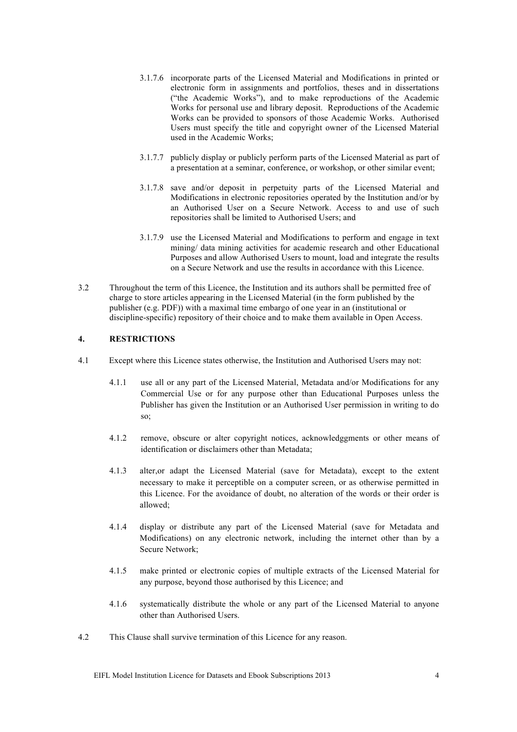3.1.7.6 incorporate parts of the Licensed Material and Modifications in printed or electronic form in assignments and portfolios, theses and in dissertations ("the Academic Works"), and to make reproductions of the Academic Works for personal use and library deposit. Reproductions of the Academic Works can be provided to sponsors of those Academic Works. Authorised Users must specify the title and copyright owner of the Licensed Material used in the Academic Works;

3.1.7.7 publicly display or publicly perform parts of the Licensed Material as part of a presentation at a seminar, conference, or workshop, or other similar event;

3.1.7.8 save and/or deposit in perpetuity parts of the Licensed Material and Modifications in electronic repositories operated by the Institution and/or by an Authorised User on a Secure Network. Access to and use of such repositories shall be limited to Authorised Users; and

3.1.7.9 use the Licensed Material and Modifications to perform and engage in text mining/ data mining activities for academic research and other Educational Purposes and allow Authorised Users to mount, load and integrate the results on a Secure Network and use the results in accordance with this Licence.

3.2 Throughout the term of this Licence, the Institution and its authors shall be permitted free of charge to store articles appearing in the Licensed Material (in the form published by the publisher (e.g. PDF)) with a maximal time embargo of one year in an (institutional or discipline-specific) repository of their choice and to make them available in Open Access.

## 4. RESTRICTIONS

4.1 Except where this Licence states otherwise, the Institution and Authorised Users may not:

4.1.1 use all or any part of the Licensed Material, Metadata and/or Modifications for any Commercial Use or for any purpose other than Educational Purposes unless the Publisher has given the Institution or an Authorised User permission in writing to do so;

4.1.2 remove, obscure or alter copyright notices, acknowledggments or other means of identification or disclaimers other than Metadata;

4.1.3 alter,or adapt the Licensed Material (save for Metadata), except to the extent necessary to make it perceptible on a computer screen, or as otherwise permitted in this Licence. For the avoidance of doubt, no alteration of the words or their order is allowed;

4.1.4 display or distribute any part of the Licensed Material (save for Metadata and Modifications) on any electronic network, including the internet other than by a Secure Network;

4.1.5 make printed or electronic copies of multiple extracts of the Licensed Material for any purpose, beyond those authorised by this Licence; and

4.1.6 systematically distribute the whole or any part of the Licensed Material to anyone other than Authorised Users.

4.2 This Clause shall survive termination of this Licence for any reason.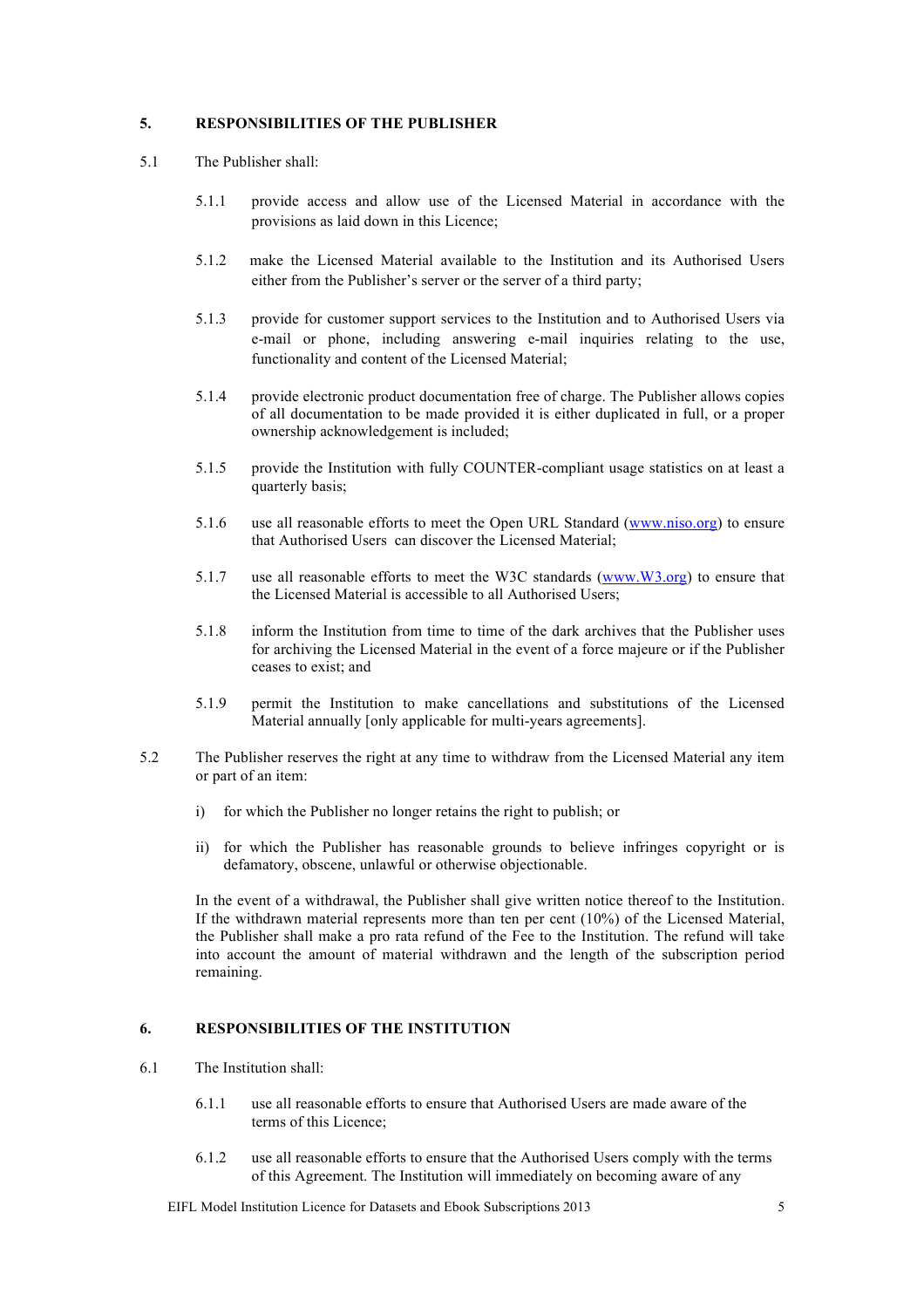## 5. RESPONSIBILITIES OF THE PUBLISHER

5.1 The Publisher shall:

5.1.1 provide access and allow use of the Licensed Material in accordance with the provisions as laid down in this Licence;

5.1.2 make the Licensed Material available to the Institution and its Authorised Users either from the Publisher's server or the server of a third party;

5.1.3 provide for customer support services to the Institution and to Authorised Users via e-mail or phone, including answering e-mail inquiries relating to the use, functionality and content of the Licensed Material;

5.1.4 provide electronic product documentation free of charge. The Publisher allows copies of all documentation to be made provided it is either duplicated in full, or a proper ownership acknowledgement is included;

5.1.5 provide the Institution with fully COUNTER-compliant usage statistics on at least a quarterly basis;

5.1.6 use all reasonable efforts to meet the Open URL Standard (www.niso.org) to ensure that Authorised Users can discover the Licensed Material;

5.1.7 use all reasonable efforts to meet the W3C standards (www.W3.org) to ensure that the Licensed Material is accessible to all Authorised Users;

5.1.8 inform the Institution from time to time of the dark archives that the Publisher uses for archiving the Licensed Material in the event of a force majeure or if the Publisher ceases to exist; and

5.1.9 permit the Institution to make cancellations and substitutions of the Licensed Material annually [only applicable for multi-years agreements].

5.2 The Publisher reserves the right at any time to withdraw from the Licensed Material any item or part of an item:

i) for which the Publisher no longer retains the right to publish; or

ii) for which the Publisher has reasonable grounds to believe infringes copyright or is defamatory, obscene, unlawful or otherwise objectionable.

In the event of a withdrawal, the Publisher shall give written notice thereof to the Institution. If the withdrawn material represents more than ten per cent (10%) of the Licensed Material, the Publisher shall make a pro rata refund of the Fee to the Institution. The refund will take into account the amount of material withdrawn and the length of the subscription period remaining.

## 6. RESPONSIBILITIES OF THE INSTITUTION

6.1 The Institution shall:

6.1.1 use all reasonable efforts to ensure that Authorised Users are made aware of the terms of this Licence;

6.1.2 use all reasonable efforts to ensure that the Authorised Users comply with the terms of this Agreement. The Institution will immediately on becoming aware of any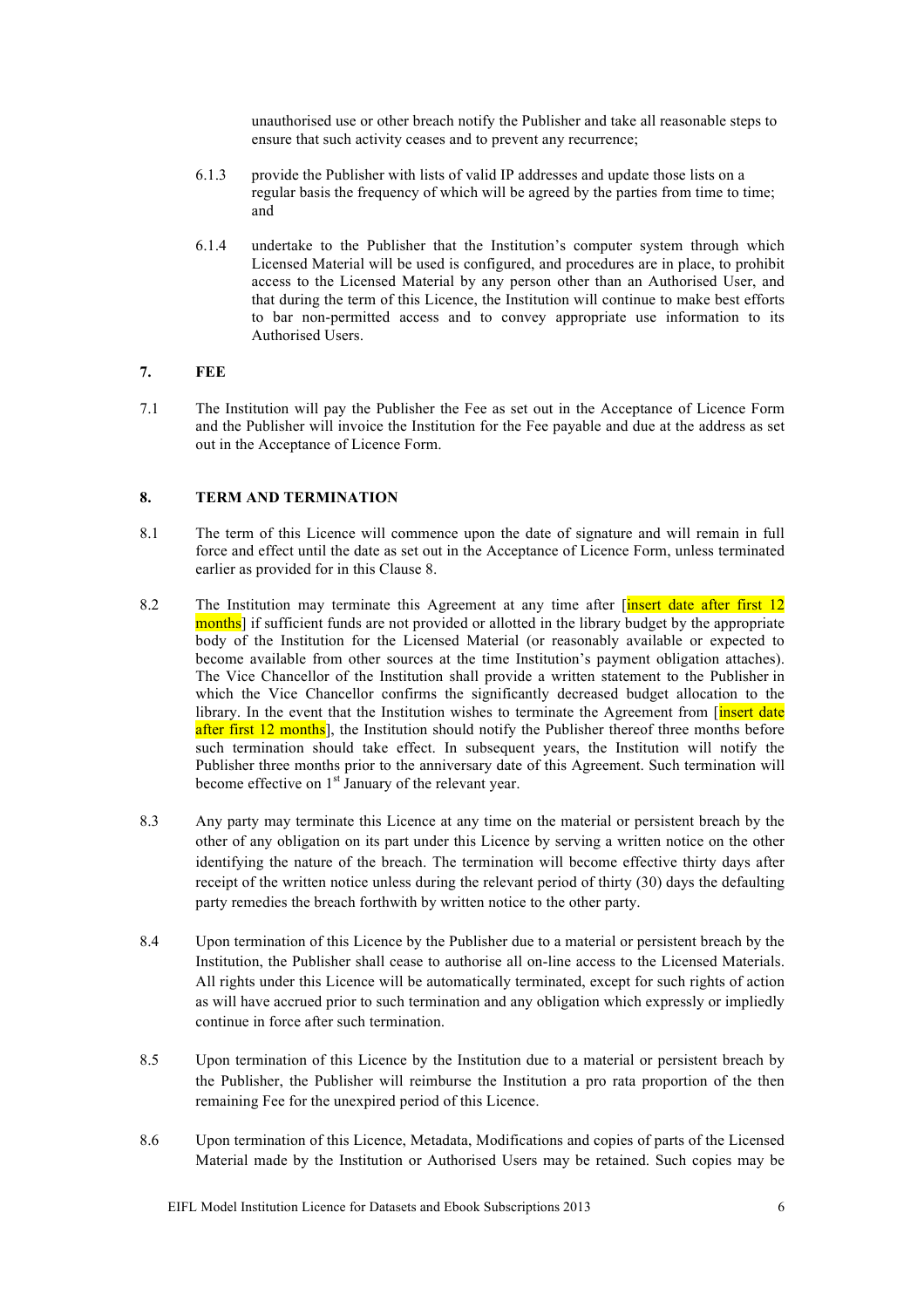unauthorised use or other breach notify the Publisher and take all reasonable steps to ensure that such activity ceases and to prevent any recurrence;

6.1.3 provide the Publisher with lists of valid IP addresses and update those lists on a regular basis the frequency of which will be agreed by the parties from time to time; and

6.1.4 undertake to the Publisher that the Institution's computer system through which Licensed Material will be used is configured, and procedures are in place, to prohibit access to the Licensed Material by any person other than an Authorised User, and that during the term of this Licence, the Institution will continue to make best efforts to bar non-permitted access and to convey appropriate use information to its Authorised Users.

**7. FEE**

7.1 The Institution will pay the Publisher the Fee as set out in the Acceptance of Licence Form and the Publisher will invoice the Institution for the Fee payable and due at the address as set out in the Acceptance of Licence Form.

**8. TERM AND TERMINATION**

8.1 The term of this Licence will commence upon the date of signature and will remain in full force and effect until the date as set out in the Acceptance of Licence Form, unless terminated earlier as provided for in this Clause 8.

8.2 The Institution may terminate this Agreement at any time after [insert date after first 12 months] if sufficient funds are not provided or allotted in the library budget by the appropriate body of the Institution for the Licensed Material (or reasonably available or expected to become available from other sources at the time Institution's payment obligation attaches). The Vice Chancellor of the Institution shall provide a written statement to the Publisher in which the Vice Chancellor confirms the significantly decreased budget allocation to the library. In the event that the Institution wishes to terminate the Agreement from [insert date after first 12 months], the Institution should notify the Publisher thereof three months before such termination should take effect. In subsequent years, the Institution will notify the Publisher three months prior to the anniversary date of this Agreement. Such termination will become effective on 1st January of the relevant year.

8.3 Any party may terminate this Licence at any time on the material or persistent breach by the other of any obligation on its part under this Licence by serving a written notice on the other identifying the nature of the breach. The termination will become effective thirty days after receipt of the written notice unless during the relevant period of thirty (30) days the defaulting party remedies the breach forthwith by written notice to the other party.

8.4 Upon termination of this Licence by the Publisher due to a material or persistent breach by the Institution, the Publisher shall cease to authorise all on-line access to the Licensed Materials. All rights under this Licence will be automatically terminated, except for such rights of action as will have accrued prior to such termination and any obligation which expressly or impliedly continue in force after such termination.

8.5 Upon termination of this Licence by the Institution due to a material or persistent breach by the Publisher, the Publisher will reimburse the Institution a pro rata proportion of the then remaining Fee for the unexpired period of this Licence.

8.6 Upon termination of this Licence, Metadata, Modifications and copies of parts of the Licensed Material made by the Institution or Authorised Users may be retained. Such copies may be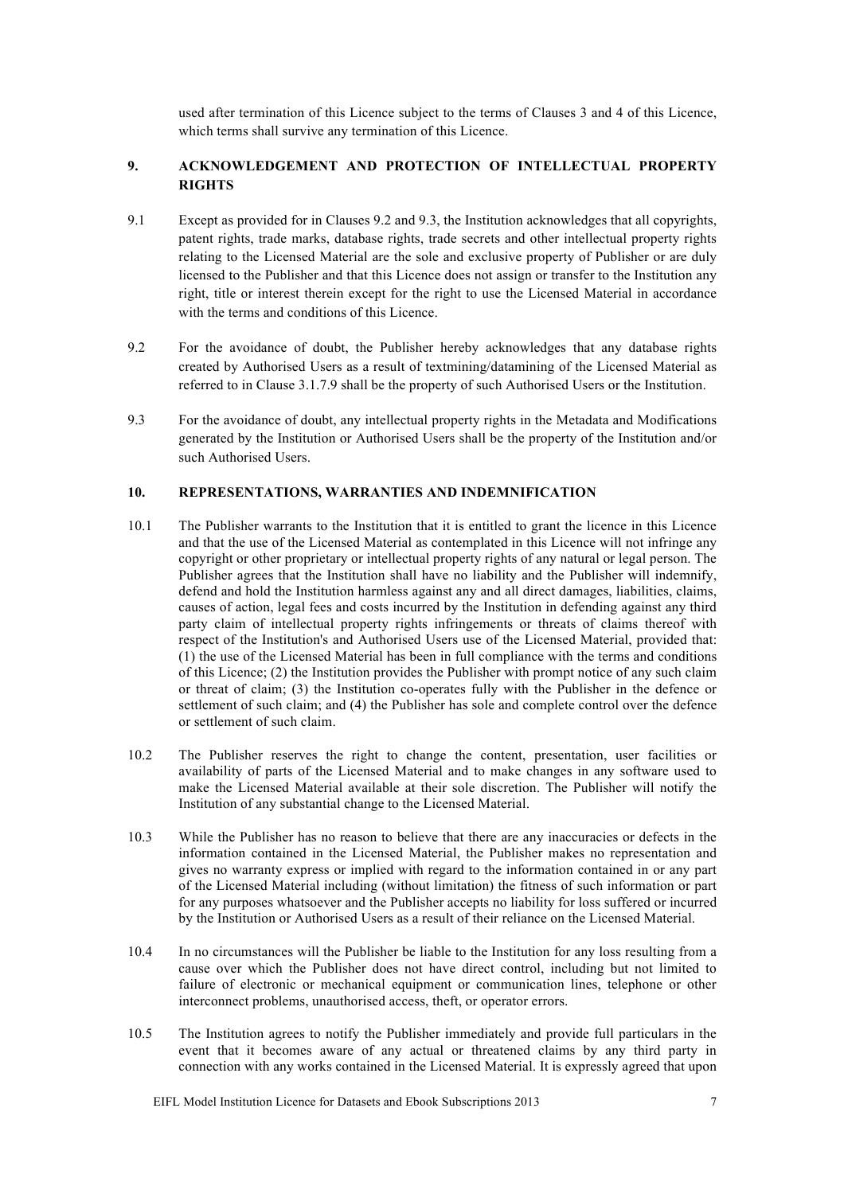used after termination of this Licence subject to the terms of Clauses 3 and 4 of this Licence, which terms shall survive any termination of this Licence.

## 9. ACKNOWLEDGEMENT AND PROTECTION OF INTELLECTUAL PROPERTY RIGHTS

9.1 Except as provided for in Clauses 9.2 and 9.3, the Institution acknowledges that all copyrights, patent rights, trade marks, database rights, trade secrets and other intellectual property rights relating to the Licensed Material are the sole and exclusive property of Publisher or are duly licensed to the Publisher and that this Licence does not assign or transfer to the Institution any right, title or interest therein except for the right to use the Licensed Material in accordance with the terms and conditions of this Licence.

9.2 For the avoidance of doubt, the Publisher hereby acknowledges that any database rights created by Authorised Users as a result of textmining/datamining of the Licensed Material as referred to in Clause 3.1.7.9 shall be the property of such Authorised Users or the Institution.

9.3 For the avoidance of doubt, any intellectual property rights in the Metadata and Modifications generated by the Institution or Authorised Users shall be the property of the Institution and/or such Authorised Users.

## 10. REPRESENTATIONS, WARRANTIES AND INDEMNIFICATION

10.1 The Publisher warrants to the Institution that it is entitled to grant the licence in this Licence and that the use of the Licensed Material as contemplated in this Licence will not infringe any copyright or other proprietary or intellectual property rights of any natural or legal person. The Publisher agrees that the Institution shall have no liability and the Publisher will indemnify, defend and hold the Institution harmless against any and all direct damages, liabilities, claims, causes of action, legal fees and costs incurred by the Institution in defending against any third party claim of intellectual property rights infringements or threats of claims thereof with respect of the Institution's and Authorised Users use of the Licensed Material, provided that: (1) the use of the Licensed Material has been in full compliance with the terms and conditions of this Licence; (2) the Institution provides the Publisher with prompt notice of any such claim or threat of claim; (3) the Institution co-operates fully with the Publisher in the defence or settlement of such claim; and (4) the Publisher has sole and complete control over the defence or settlement of such claim.

10.2 The Publisher reserves the right to change the content, presentation, user facilities or availability of parts of the Licensed Material and to make changes in any software used to make the Licensed Material available at their sole discretion. The Publisher will notify the Institution of any substantial change to the Licensed Material.

10.3 While the Publisher has no reason to believe that there are any inaccuracies or defects in the information contained in the Licensed Material, the Publisher makes no representation and gives no warranty express or implied with regard to the information contained in or any part of the Licensed Material including (without limitation) the fitness of such information or part for any purposes whatsoever and the Publisher accepts no liability for loss suffered or incurred by the Institution or Authorised Users as a result of their reliance on the Licensed Material.

10.4 In no circumstances will the Publisher be liable to the Institution for any loss resulting from a cause over which the Publisher does not have direct control, including but not limited to failure of electronic or mechanical equipment or communication lines, telephone or other interconnect problems, unauthorised access, theft, or operator errors.

10.5 The Institution agrees to notify the Publisher immediately and provide full particulars in the event that it becomes aware of any actual or threatened claims by any third party in connection with any works contained in the Licensed Material. It is expressly agreed that upon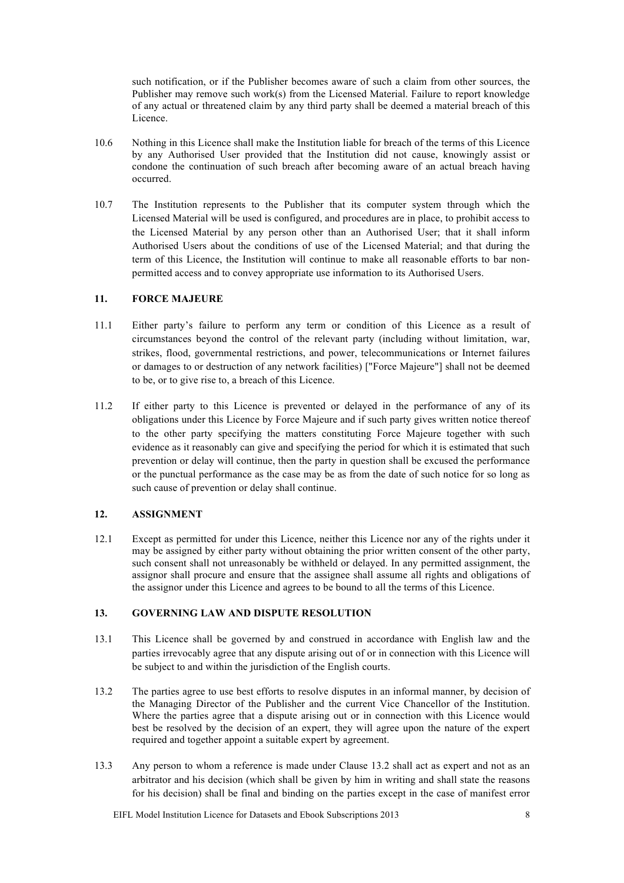such notification, or if the Publisher becomes aware of such a claim from other sources, the Publisher may remove such work(s) from the Licensed Material. Failure to report knowledge of any actual or threatened claim by any third party shall be deemed a material breach of this Licence.

10.6 Nothing in this Licence shall make the Institution liable for breach of the terms of this Licence by any Authorised User provided that the Institution did not cause, knowingly assist or condone the continuation of such breach after becoming aware of an actual breach having occurred.

10.7 The Institution represents to the Publisher that its computer system through which the Licensed Material will be used is configured, and procedures are in place, to prohibit access to the Licensed Material by any person other than an Authorised User; that it shall inform Authorised Users about the conditions of use of the Licensed Material; and that during the term of this Licence, the Institution will continue to make all reasonable efforts to bar non-permitted access and to convey appropriate use information to its Authorised Users.

## 11. FORCE MAJEURE

11.1 Either party's failure to perform any term or condition of this Licence as a result of circumstances beyond the control of the relevant party (including without limitation, war, strikes, flood, governmental restrictions, and power, telecommunications or Internet failures or damages to or destruction of any network facilities) ["Force Majeure"] shall not be deemed to be, or to give rise to, a breach of this Licence.

11.2 If either party to this Licence is prevented or delayed in the performance of any of its obligations under this Licence by Force Majeure and if such party gives written notice thereof to the other party specifying the matters constituting Force Majeure together with such evidence as it reasonably can give and specifying the period for which it is estimated that such prevention or delay will continue, then the party in question shall be excused the performance or the punctual performance as the case may be as from the date of such notice for so long as such cause of prevention or delay shall continue.

## 12. ASSIGNMENT

12.1 Except as permitted for under this Licence, neither this Licence nor any of the rights under it may be assigned by either party without obtaining the prior written consent of the other party, such consent shall not unreasonably be withheld or delayed. In any permitted assignment, the assignor shall procure and ensure that the assignee shall assume all rights and obligations of the assignor under this Licence and agrees to be bound to all the terms of this Licence.

## 13. GOVERNING LAW AND DISPUTE RESOLUTION

13.1 This Licence shall be governed by and construed in accordance with English law and the parties irrevocably agree that any dispute arising out of or in connection with this Licence will be subject to and within the jurisdiction of the English courts.

13.2 The parties agree to use best efforts to resolve disputes in an informal manner, by decision of the Managing Director of the Publisher and the current Vice Chancellor of the Institution. Where the parties agree that a dispute arising out or in connection with this Licence would best be resolved by the decision of an expert, they will agree upon the nature of the expert required and together appoint a suitable expert by agreement.

13.3 Any person to whom a reference is made under Clause 13.2 shall act as expert and not as an arbitrator and his decision (which shall be given by him in writing and shall state the reasons for his decision) shall be final and binding on the parties except in the case of manifest error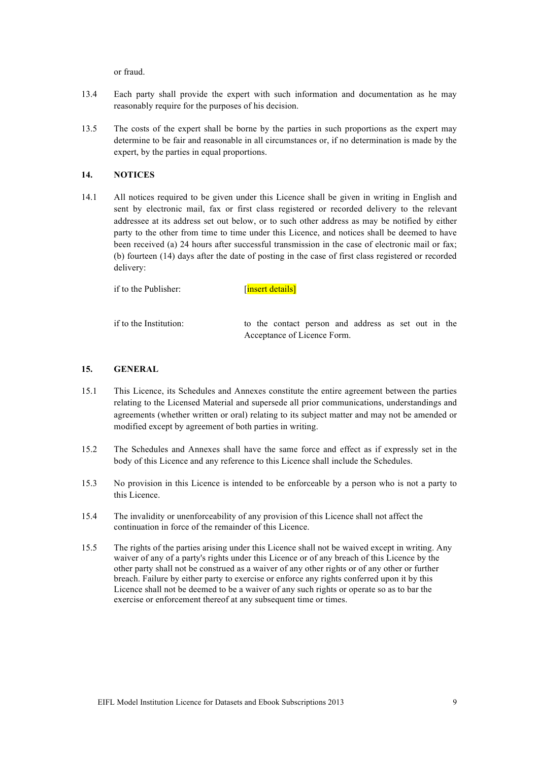or fraud.

13.4 Each party shall provide the expert with such information and documentation as he may reasonably require for the purposes of his decision.

13.5 The costs of the expert shall be borne by the parties in such proportions as the expert may determine to be fair and reasonable in all circumstances or, if no determination is made by the expert, by the parties in equal proportions.

## 14. NOTICES

14.1 All notices required to be given under this Licence shall be given in writing in English and sent by electronic mail, fax or first class registered or recorded delivery to the relevant addressee at its address set out below, or to such other address as may be notified by either party to the other from time to time under this Licence, and notices shall be deemed to have been received (a) 24 hours after successful transmission in the case of electronic mail or fax; (b) fourteen (14) days after the date of posting in the case of first class registered or recorded delivery:

if to the Publisher: [insert details]

if to the Institution: to the contact person and address as set out in the Acceptance of Licence Form.

## 15. GENERAL

15.1 This Licence, its Schedules and Annexes constitute the entire agreement between the parties relating to the Licensed Material and supersede all prior communications, understandings and agreements (whether written or oral) relating to its subject matter and may not be amended or modified except by agreement of both parties in writing.

15.2 The Schedules and Annexes shall have the same force and effect as if expressly set in the body of this Licence and any reference to this Licence shall include the Schedules.

15.3 No provision in this Licence is intended to be enforceable by a person who is not a party to this Licence.

15.4 The invalidity or unenforceability of any provision of this Licence shall not affect the continuation in force of the remainder of this Licence.

15.5 The rights of the parties arising under this Licence shall not be waived except in writing. Any waiver of any of a party's rights under this Licence or of any breach of this Licence by the other party shall not be construed as a waiver of any other rights or of any other or further breach. Failure by either party to exercise or enforce any rights conferred upon it by this Licence shall not be deemed to be a waiver of any such rights or operate so as to bar the exercise or enforcement thereof at any subsequent time or times.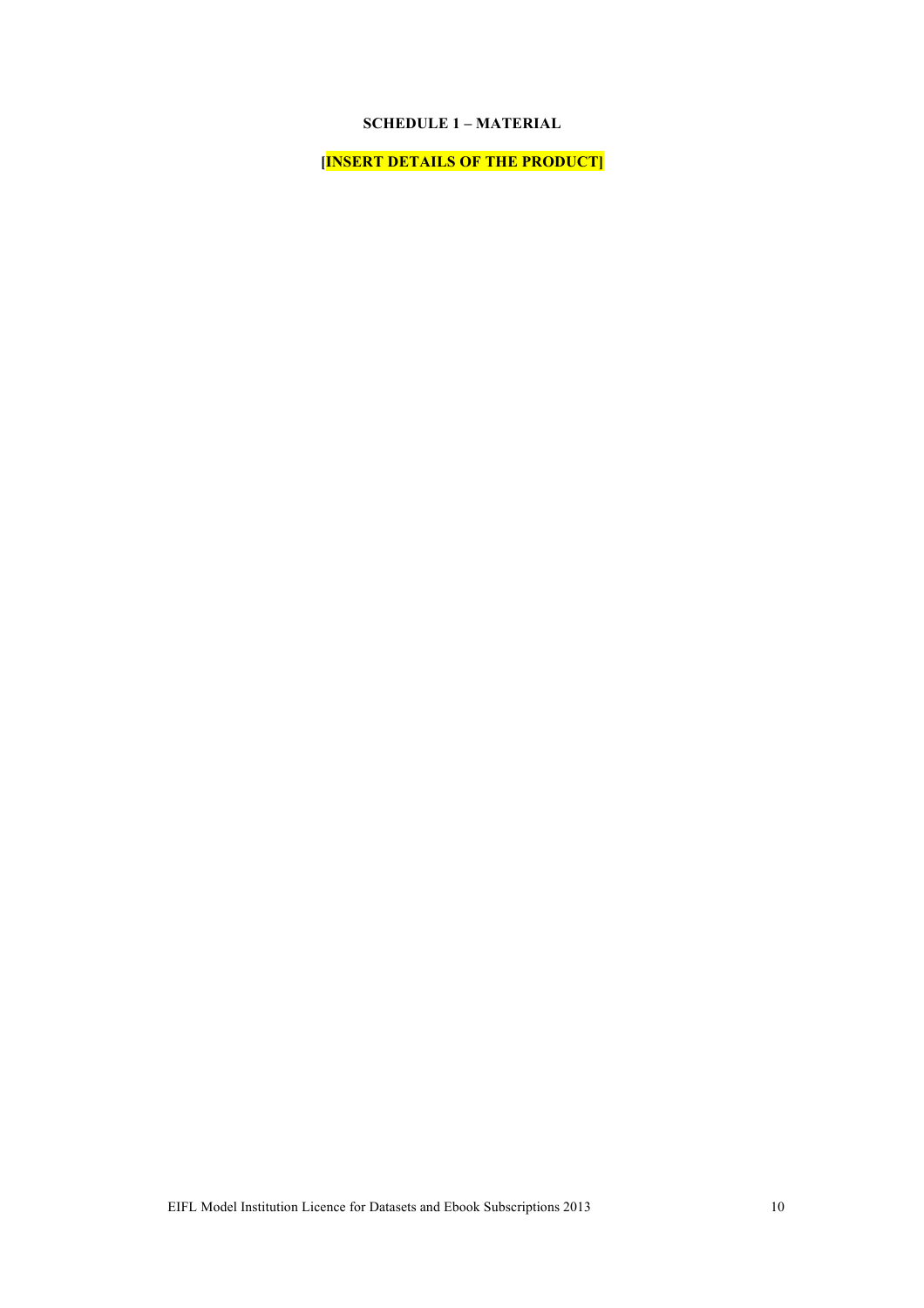**SCHEDULE 1 – MATERIAL**

**[INSERT DETAILS OF THE PRODUCT]**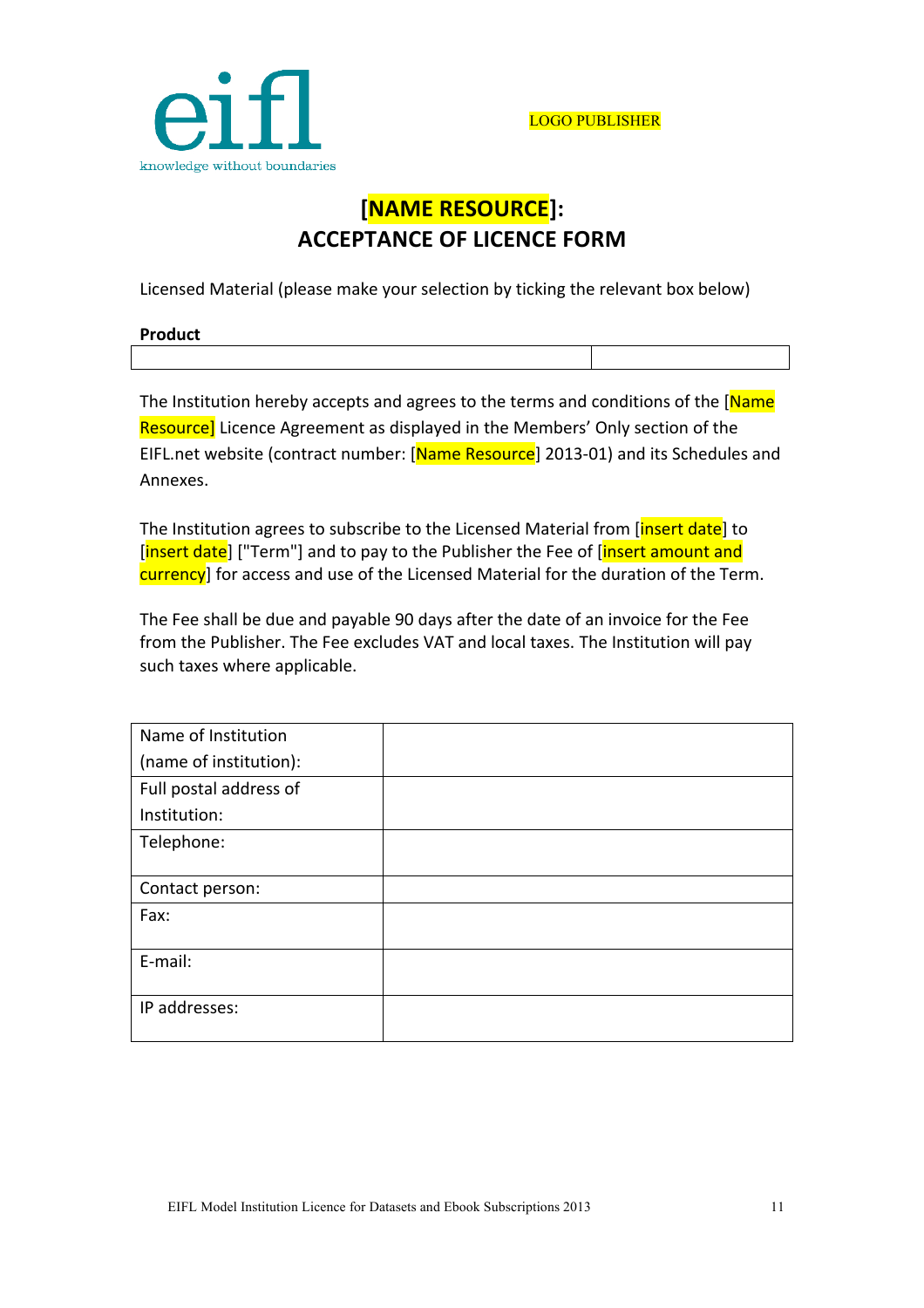eifl
knowledge without boundaries

LOGO PUBLISHER

# [NAME RESOURCE]: ACCEPTANCE OF LICENCE FORM

Licensed Material (please make your selection by ticking the relevant box below)

**Product**

| | |
|---|---|
| | |

The Institution hereby accepts and agrees to the terms and conditions of the [Name Resource] Licence Agreement as displayed in the Members' Only section of the EIFL.net website (contract number: [Name Resource] 2013-01) and its Schedules and Annexes.

The Institution agrees to subscribe to the Licensed Material from [insert date] to [insert date] ["Term"] and to pay to the Publisher the Fee of [insert amount and currency] for access and use of the Licensed Material for the duration of the Term.

The Fee shall be due and payable 90 days after the date of an invoice for the Fee from the Publisher. The Fee excludes VAT and local taxes. The Institution will pay such taxes where applicable.

| | |
|---|---|
| Name of Institution (name of institution): | |
| Full postal address of Institution: | |
| Telephone: | |
| Contact person: | |
| Fax: | |
| E-mail: | |
| IP addresses: | |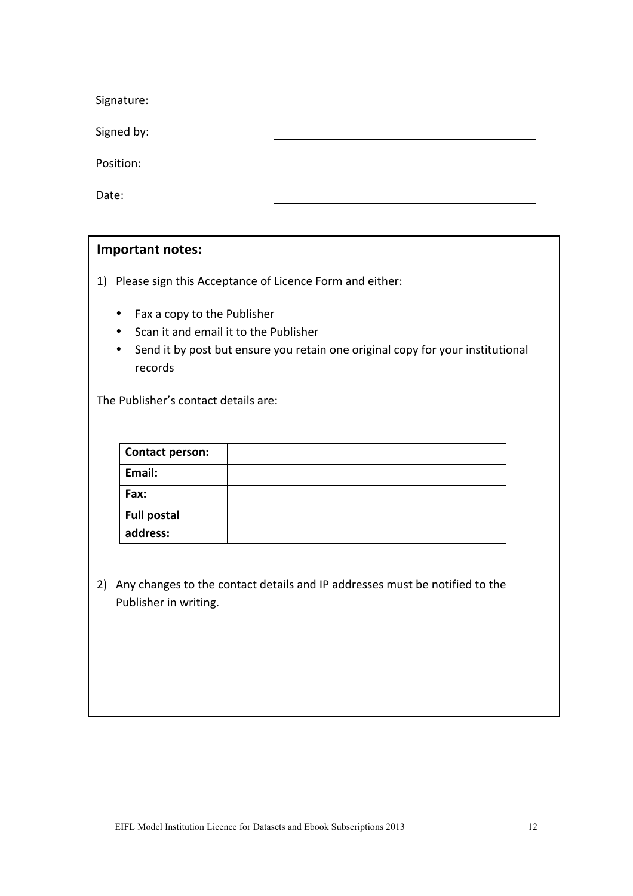Signature: \_\_\_\_\_\_\_\_\_\_\_\_\_\_\_\_\_\_\_\_\_\_\_\_\_\_\_\_\_\_

Signed by: \_\_\_\_\_\_\_\_\_\_\_\_\_\_\_\_\_\_\_\_\_\_\_\_\_\_\_\_\_\_

Position: \_\_\_\_\_\_\_\_\_\_\_\_\_\_\_\_\_\_\_\_\_\_\_\_\_\_\_\_\_\_

Date: \_\_\_\_\_\_\_\_\_\_\_\_\_\_\_\_\_\_\_\_\_\_\_\_\_\_\_\_\_\_

**Important notes:**

1) Please sign this Acceptance of Licence Form and either:

   - Fax a copy to the Publisher
   - Scan it and email it to the Publisher
   - Send it by post but ensure you retain one original copy for your institutional records

The Publisher's contact details are:

| | |
|---|---|
| **Contact person:** | |
| **Email:** | |
| **Fax:** | |
| **Full postal address:** | |

2) Any changes to the contact details and IP addresses must be notified to the Publisher in writing.